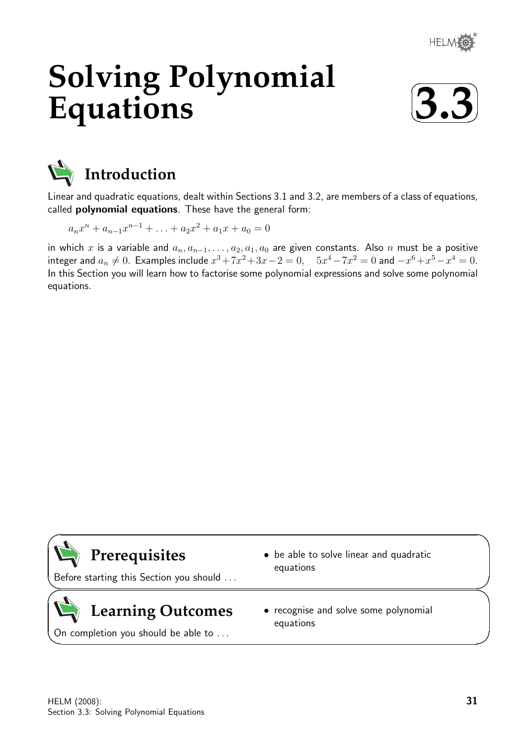# Solving Polynomial Equations

**3.3**

## Introduction

Linear and quadratic equations, dealt within Sections 3.1 and 3.2, are members of a class of equations, called **polynomial equations**. These have the general form:

$$a_n x^n + a_{n-1}x^{n-1} + \ldots + a_2 x^2 + a_1 x + a_0 = 0$$

in which $x$ is a variable and $a_n, a_{n-1}, \ldots, a_2, a_1, a_0$ are given constants. Also $n$ must be a positive integer and $a_n \neq 0$. Examples include $x^3 + 7x^2 + 3x - 2 = 0$, $\quad 5x^4 - 7x^2 = 0$ and $-x^6 + x^5 - x^4 = 0$. In this Section you will learn how to factorise some polynomial expressions and solve some polynomial equations.

## Prerequisites

Before starting this Section you should ...

- be able to solve linear and quadratic equations

## Learning Outcomes

On completion you should be able to ...

- recognise and solve some polynomial equations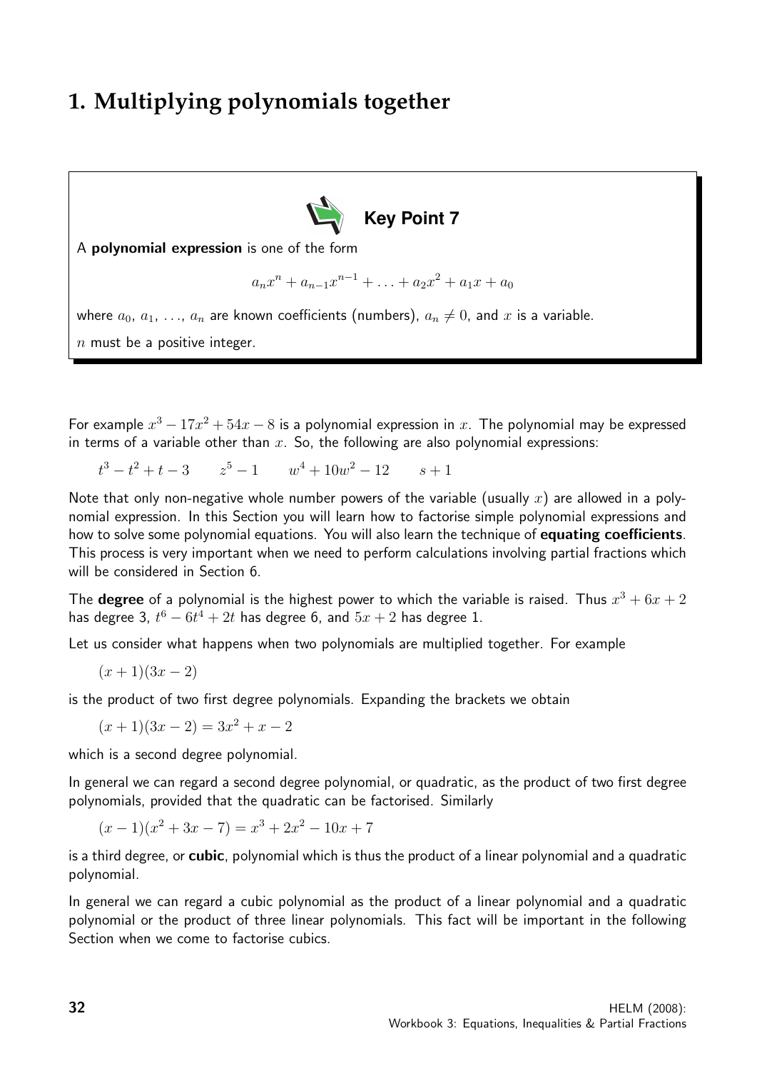## 1. Multiplying polynomials together

**Key Point 7**

A **polynomial expression** is one of the form

$$a_n x^n + a_{n-1}x^{n-1} + \ldots + a_2x^2 + a_1x + a_0$$

where $a_0$, $a_1$, ..., $a_n$ are known coefficients (numbers), $a_n \neq 0$, and $x$ is a variable.

$n$ must be a positive integer.

For example $x^3 - 17x^2 + 54x - 8$ is a polynomial expression in $x$. The polynomial may be expressed in terms of a variable other than $x$. So, the following are also polynomial expressions:

$t^3 - t^2 + t - 3 \qquad z^5 - 1 \qquad w^4 + 10w^2 - 12 \qquad s + 1$

Note that only non-negative whole number powers of the variable (usually $x$) are allowed in a polynomial expression. In this Section you will learn how to factorise simple polynomial expressions and how to solve some polynomial equations. You will also learn the technique of **equating coefficients**. This process is very important when we need to perform calculations involving partial fractions which will be considered in Section 6.

The **degree** of a polynomial is the highest power to which the variable is raised. Thus $x^3 + 6x + 2$ has degree 3, $t^6 - 6t^4 + 2t$ has degree 6, and $5x + 2$ has degree 1.

Let us consider what happens when two polynomials are multiplied together. For example

$(x + 1)(3x - 2)$

is the product of two first degree polynomials. Expanding the brackets we obtain

$(x + 1)(3x - 2) = 3x^2 + x - 2$

which is a second degree polynomial.

In general we can regard a second degree polynomial, or quadratic, as the product of two first degree polynomials, provided that the quadratic can be factorised. Similarly

$(x - 1)(x^2 + 3x - 7) = x^3 + 2x^2 - 10x + 7$

is a third degree, or **cubic**, polynomial which is thus the product of a linear polynomial and a quadratic polynomial.

In general we can regard a cubic polynomial as the product of a linear polynomial and a quadratic polynomial or the product of three linear polynomials. This fact will be important in the following Section when we come to factorise cubics.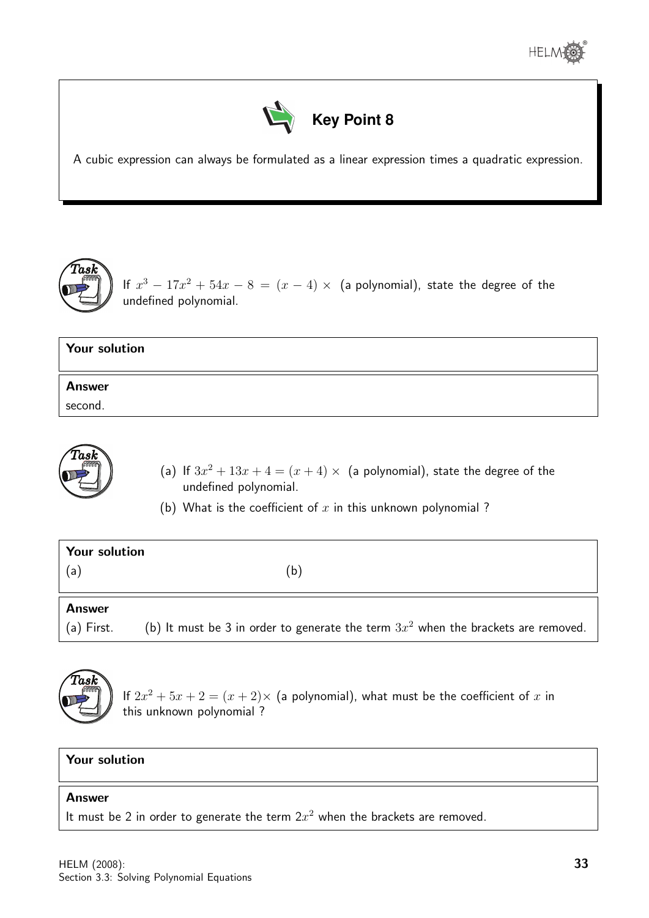**Key Point 8**

A cubic expression can always be formulated as a linear expression times a quadratic expression.

**Task**

If $x^3 - 17x^2 + 54x - 8 = (x - 4) \times$ (a polynomial), state the degree of the undefined polynomial.

**Your solution**

**Answer**

second.

**Task**

(a) If $3x^2 + 13x + 4 = (x + 4) \times$ (a polynomial), state the degree of the undefined polynomial.

(b) What is the coefficient of $x$ in this unknown polynomial ?

**Your solution**

(a)

(b)

**Answer**

(a) First. (b) It must be 3 in order to generate the term $3x^2$ when the brackets are removed.

**Task**

If $2x^2 + 5x + 2 = (x + 2)\times$ (a polynomial), what must be the coefficient of $x$ in this unknown polynomial ?

**Your solution**

**Answer**

It must be 2 in order to generate the term $2x^2$ when the brackets are removed.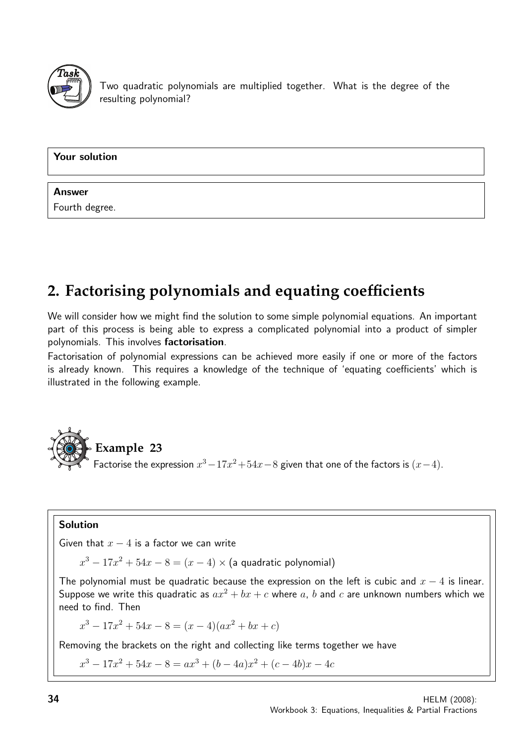**Task**

Two quadratic polynomials are multiplied together. What is the degree of the resulting polynomial?

**Your solution**

**Answer**

Fourth degree.

## 2. Factorising polynomials and equating coefficients

We will consider how we might find the solution to some simple polynomial equations. An important part of this process is being able to express a complicated polynomial into a product of simpler polynomials. This involves **factorisation**.

Factorisation of polynomial expressions can be achieved more easily if one or more of the factors is already known. This requires a knowledge of the technique of 'equating coefficients' which is illustrated in the following example.

### Example 23

Factorise the expression $x^3 - 17x^2 + 54x - 8$ given that one of the factors is $(x - 4)$.

**Solution**

Given that $x - 4$ is a factor we can write

$$x^3 - 17x^2 + 54x - 8 = (x - 4) \times \text{(a quadratic polynomial)}$$

The polynomial must be quadratic because the expression on the left is cubic and $x - 4$ is linear. Suppose we write this quadratic as $ax^2 + bx + c$ where $a$, $b$ and $c$ are unknown numbers which we need to find. Then

$$x^3 - 17x^2 + 54x - 8 = (x - 4)(ax^2 + bx + c)$$

Removing the brackets on the right and collecting like terms together we have

$$x^3 - 17x^2 + 54x - 8 = ax^3 + (b - 4a)x^2 + (c - 4b)x - 4c$$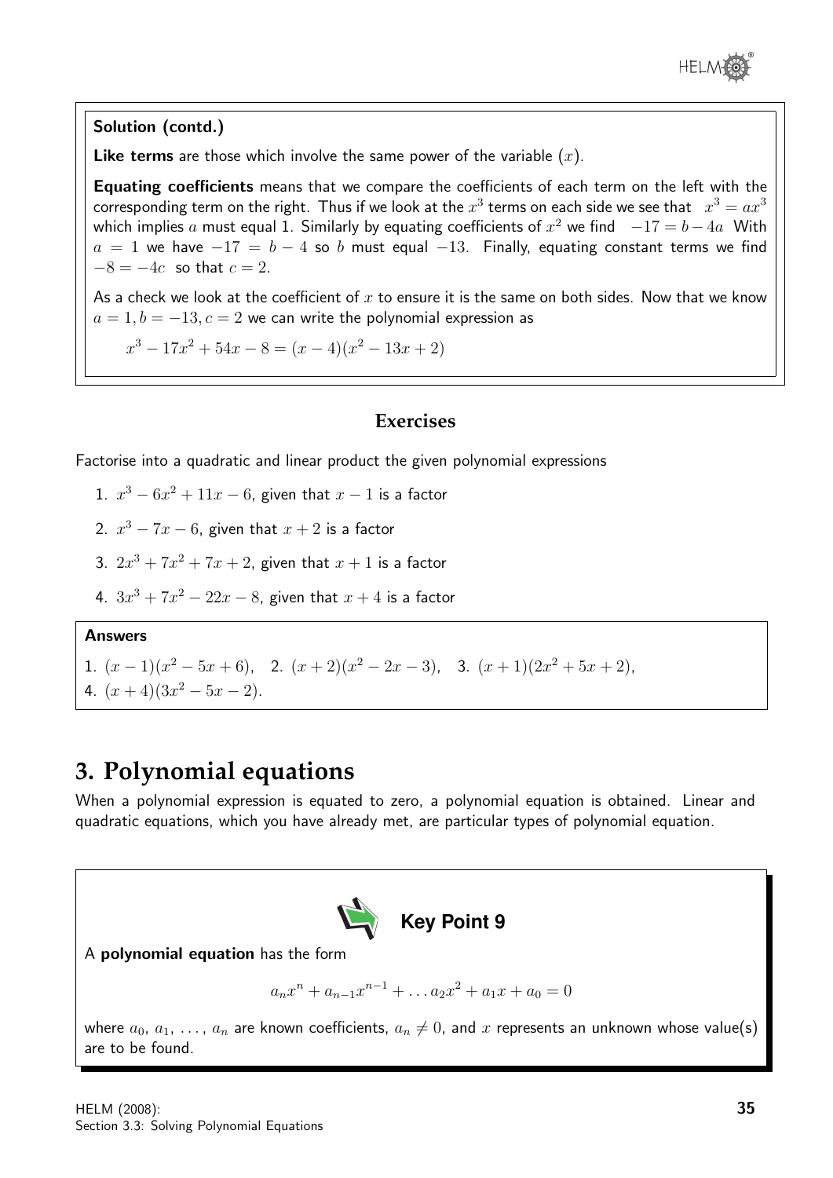**Solution (contd.)**

**Like terms** are those which involve the same power of the variable ($x$).

**Equating coefficients** means that we compare the coefficients of each term on the left with the corresponding term on the right. Thus if we look at the $x^3$ terms on each side we see that $x^3 = ax^3$ which implies $a$ must equal 1. Similarly by equating coefficients of $x^2$ we find $-17 = b - 4a$ With $a = 1$ we have $-17 = b - 4$ so $b$ must equal $-13$. Finally, equating constant terms we find $-8 = -4c$ so that $c = 2$.

As a check we look at the coefficient of $x$ to ensure it is the same on both sides. Now that we know $a = 1, b = -13, c = 2$ we can write the polynomial expression as

$$x^3 - 17x^2 + 54x - 8 = (x - 4)(x^2 - 13x + 2)$$

### Exercises

Factorise into a quadratic and linear product the given polynomial expressions

1. $x^3 - 6x^2 + 11x - 6$, given that $x - 1$ is a factor
2. $x^3 - 7x - 6$, given that $x + 2$ is a factor
3. $2x^3 + 7x^2 + 7x + 2$, given that $x + 1$ is a factor
4. $3x^3 + 7x^2 - 22x - 8$, given that $x + 4$ is a factor

**Answers**

1. $(x - 1)(x^2 - 5x + 6)$, 2. $(x + 2)(x^2 - 2x - 3)$, 3. $(x + 1)(2x^2 + 5x + 2)$,
4. $(x + 4)(3x^2 - 5x - 2)$.

## 3. Polynomial equations

When a polynomial expression is equated to zero, a polynomial equation is obtained. Linear and quadratic equations, which you have already met, are particular types of polynomial equation.

**Key Point 9**

A **polynomial equation** has the form

$$a_n x^n + a_{n-1}x^{n-1} + \ldots a_2 x^2 + a_1 x + a_0 = 0$$

where $a_0, a_1, \ldots, a_n$ are known coefficients, $a_n \neq 0$, and $x$ represents an unknown whose value(s) are to be found.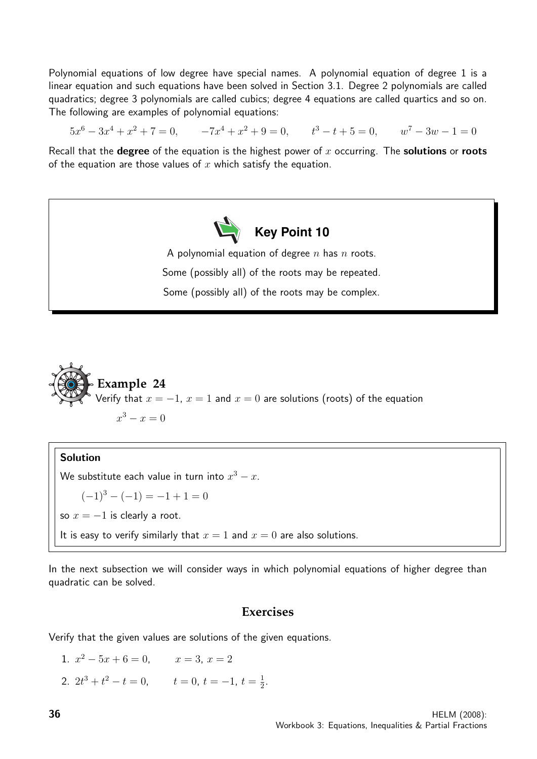Polynomial equations of low degree have special names. A polynomial equation of degree 1 is a linear equation and such equations have been solved in Section 3.1. Degree 2 polynomials are called quadratics; degree 3 polynomials are called cubics; degree 4 equations are called quartics and so on. The following are examples of polynomial equations:

$$5x^6 - 3x^4 + x^2 + 7 = 0, \qquad -7x^4 + x^2 + 9 = 0, \qquad t^3 - t + 5 = 0, \qquad w^7 - 3w - 1 = 0$$

Recall that the **degree** of the equation is the highest power of $x$ occurring. The **solutions** or **roots** of the equation are those values of $x$ which satisfy the equation.

### Key Point 10

A polynomial equation of degree $n$ has $n$ roots.

Some (possibly all) of the roots may be repeated.

Some (possibly all) of the roots may be complex.

### Example 24

Verify that $x = -1$, $x = 1$ and $x = 0$ are solutions (roots) of the equation

$$x^3 - x = 0$$

**Solution**

We substitute each value in turn into $x^3 - x$.

$$(-1)^3 - (-1) = -1 + 1 = 0$$

so $x = -1$ is clearly a root.

It is easy to verify similarly that $x = 1$ and $x = 0$ are also solutions.

In the next subsection we will consider ways in which polynomial equations of higher degree than quadratic can be solved.

## Exercises

Verify that the given values are solutions of the given equations.

1. $x^2 - 5x + 6 = 0, \qquad x = 3,\ x = 2$
2. $2t^3 + t^2 - t = 0, \qquad t = 0,\ t = -1,\ t = \frac{1}{2}$.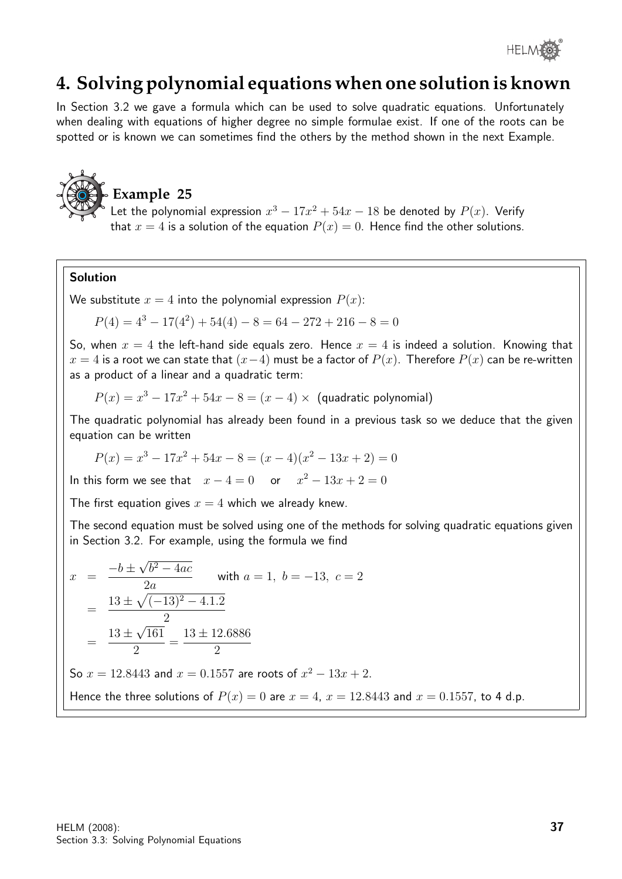# 4. Solving polynomial equations when one solution is known

In Section 3.2 we gave a formula which can be used to solve quadratic equations. Unfortunately when dealing with equations of higher degree no simple formulae exist. If one of the roots can be spotted or is known we can sometimes find the others by the method shown in the next Example.

## Example 25

Let the polynomial expression $x^3 - 17x^2 + 54x - 18$ be denoted by $P(x)$. Verify that $x = 4$ is a solution of the equation $P(x) = 0$. Hence find the other solutions.

**Solution**

We substitute $x = 4$ into the polynomial expression $P(x)$:

$$P(4) = 4^3 - 17(4^2) + 54(4) - 8 = 64 - 272 + 216 - 8 = 0$$

So, when $x = 4$ the left-hand side equals zero. Hence $x = 4$ is indeed a solution. Knowing that $x = 4$ is a root we can state that $(x-4)$ must be a factor of $P(x)$. Therefore $P(x)$ can be re-written as a product of a linear and a quadratic term:

$$P(x) = x^3 - 17x^2 + 54x - 8 = (x - 4) \times \text{ (quadratic polynomial)}$$

The quadratic polynomial has already been found in a previous task so we deduce that the given equation can be written

$$P(x) = x^3 - 17x^2 + 54x - 8 = (x - 4)(x^2 - 13x + 2) = 0$$

In this form we see that $\quad x - 4 = 0 \quad$ or $\quad x^2 - 13x + 2 = 0$

The first equation gives $x = 4$ which we already knew.

The second equation must be solved using one of the methods for solving quadratic equations given in Section 3.2. For example, using the formula we find

$$\begin{aligned} x &= \frac{-b \pm \sqrt{b^2 - 4ac}}{2a} \qquad \text{with } a = 1,\ b = -13,\ c = 2 \\ &= \frac{13 \pm \sqrt{(-13)^2 - 4.1.2}}{2} \\ &= \frac{13 \pm \sqrt{161}}{2} = \frac{13 \pm 12.6886}{2} \end{aligned}$$

So $x = 12.8443$ and $x = 0.1557$ are roots of $x^2 - 13x + 2$.

Hence the three solutions of $P(x) = 0$ are $x = 4$, $x = 12.8443$ and $x = 0.1557$, to 4 d.p.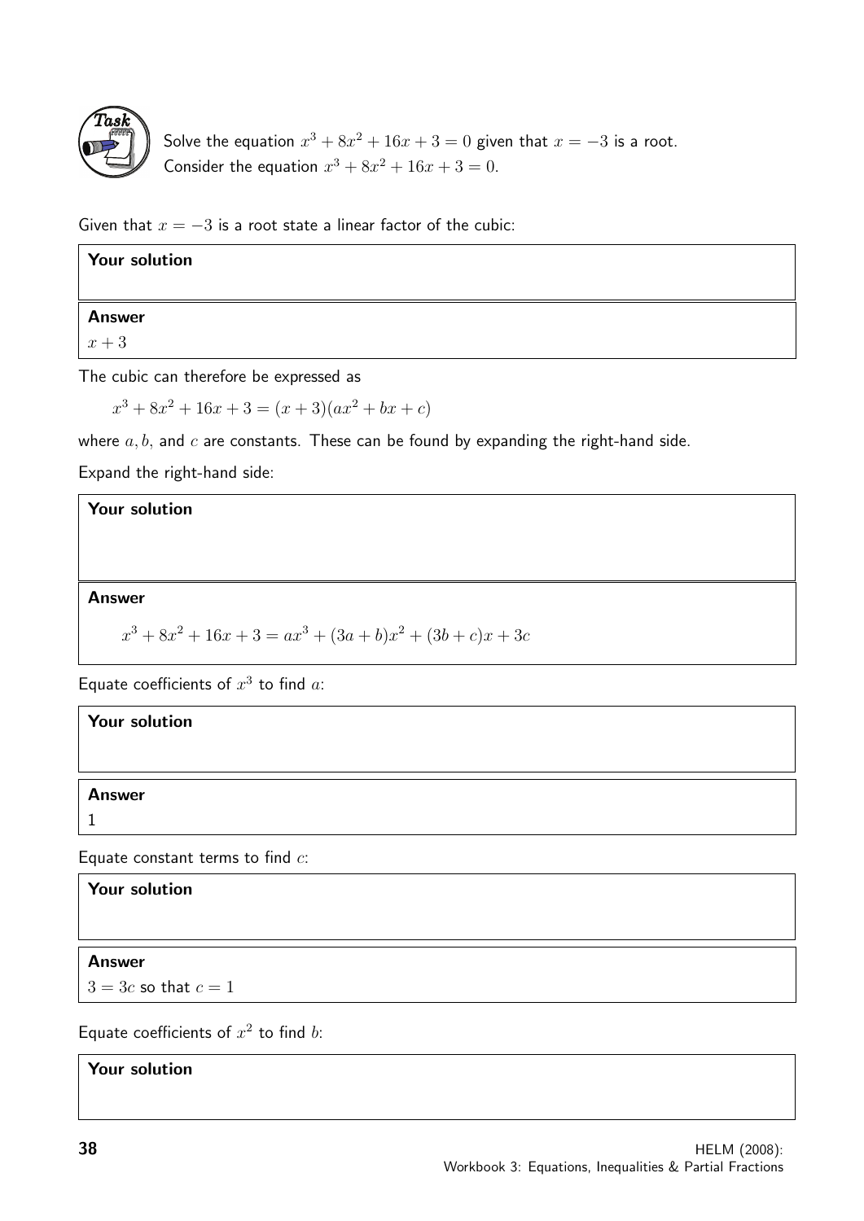**Task**

Solve the equation $x^3 + 8x^2 + 16x + 3 = 0$ given that $x = -3$ is a root.
Consider the equation $x^3 + 8x^2 + 16x + 3 = 0$.

Given that $x = -3$ is a root state a linear factor of the cubic:

**Your solution**

**Answer**

$x + 3$

The cubic can therefore be expressed as

$$x^3 + 8x^2 + 16x + 3 = (x+3)(ax^2 + bx + c)$$

where $a, b,$ and $c$ are constants. These can be found by expanding the right-hand side.

Expand the right-hand side:

**Your solution**

**Answer**

$$x^3 + 8x^2 + 16x + 3 = ax^3 + (3a+b)x^2 + (3b+c)x + 3c$$

Equate coefficients of $x^3$ to find $a$:

**Your solution**

**Answer**

1

Equate constant terms to find $c$:

**Your solution**

**Answer**

$3 = 3c$ so that $c = 1$

Equate coefficients of $x^2$ to find $b$:

**Your solution**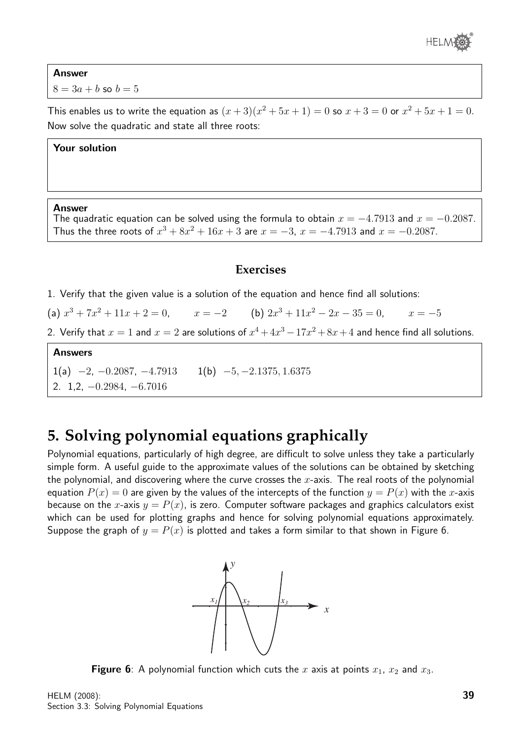**Answer**

$8 = 3a + b$ so $b = 5$

This enables us to write the equation as $(x+3)(x^2+5x+1) = 0$ so $x+3=0$ or $x^2+5x+1=0$. Now solve the quadratic and state all three roots:

**Your solution**

**Answer**

The quadratic equation can be solved using the formula to obtain $x = -4.7913$ and $x = -0.2087$. Thus the three roots of $x^3 + 8x^2 + 16x + 3$ are $x = -3$, $x = -4.7913$ and $x = -0.2087$.

### Exercises

1. Verify that the given value is a solution of the equation and hence find all solutions:

(a) $x^3 + 7x^2 + 11x + 2 = 0, \qquad x = -2$ (b) $2x^3 + 11x^2 - 2x - 35 = 0, \qquad x = -5$

2. Verify that $x = 1$ and $x = 2$ are solutions of $x^4 + 4x^3 - 17x^2 + 8x + 4$ and hence find all solutions.

**Answers**

1(a) $-2, -0.2087, -4.7913$ 1(b) $-5, -2.1375, 1.6375$

2. 1,2, $-0.2984$, $-6.7016$

## 5. Solving polynomial equations graphically

Polynomial equations, particularly of high degree, are difficult to solve unless they take a particularly simple form. A useful guide to the approximate values of the solutions can be obtained by sketching the polynomial, and discovering where the curve crosses the $x$-axis. The real roots of the polynomial equation $P(x) = 0$ are given by the values of the intercepts of the function $y = P(x)$ with the $x$-axis because on the $x$-axis $y = P(x)$, is zero. Computer software packages and graphics calculators exist which can be used for plotting graphs and hence for solving polynomial equations approximately. Suppose the graph of $y = P(x)$ is plotted and takes a form similar to that shown in Figure 6.

**Figure 6**: A polynomial function which cuts the $x$ axis at points $x_1$, $x_2$ and $x_3$.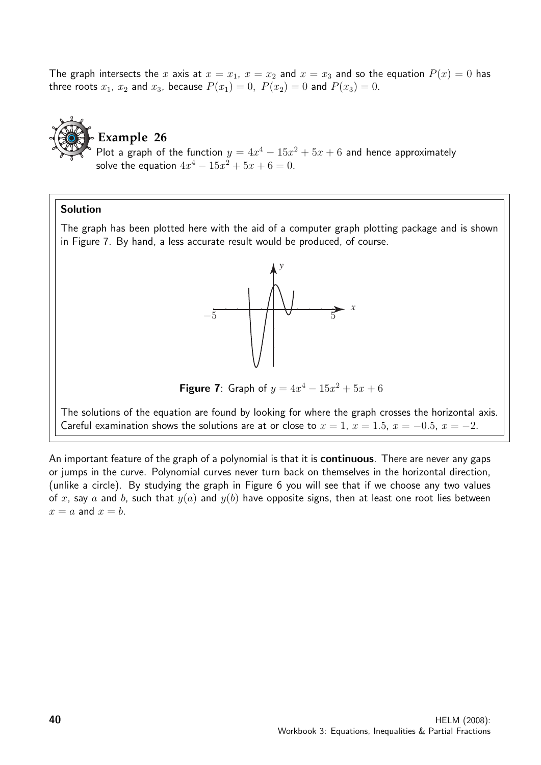The graph intersects the $x$ axis at $x = x_1$, $x = x_2$ and $x = x_3$ and so the equation $P(x) = 0$ has three roots $x_1$, $x_2$ and $x_3$, because $P(x_1) = 0,\ P(x_2) = 0$ and $P(x_3) = 0$.

## Example 26

Plot a graph of the function $y = 4x^4 - 15x^2 + 5x + 6$ and hence approximately solve the equation $4x^4 - 15x^2 + 5x + 6 = 0$.

**Solution**

The graph has been plotted here with the aid of a computer graph plotting package and is shown in Figure 7. By hand, a less accurate result would be produced, of course.

**Figure 7**: Graph of $y = 4x^4 - 15x^2 + 5x + 6$

The solutions of the equation are found by looking for where the graph crosses the horizontal axis. Careful examination shows the solutions are at or close to $x = 1$, $x = 1.5$, $x = -0.5$, $x = -2$.

An important feature of the graph of a polynomial is that it is **continuous**. There are never any gaps or jumps in the curve. Polynomial curves never turn back on themselves in the horizontal direction, (unlike a circle). By studying the graph in Figure 6 you will see that if we choose any two values of $x$, say $a$ and $b$, such that $y(a)$ and $y(b)$ have opposite signs, then at least one root lies between $x = a$ and $x = b$.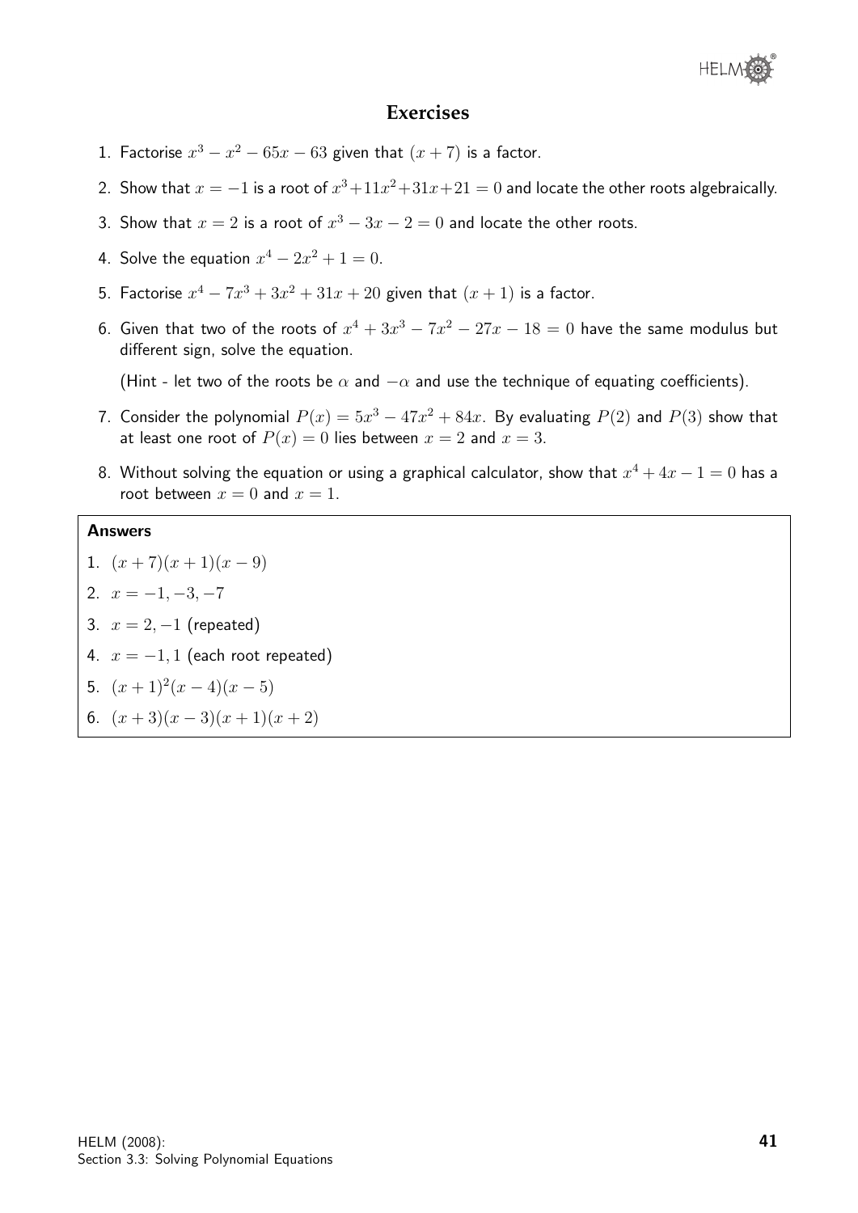## Exercises

1. Factorise $x^3 - x^2 - 65x - 63$ given that $(x + 7)$ is a factor.
2. Show that $x = -1$ is a root of $x^3 + 11x^2 + 31x + 21 = 0$ and locate the other roots algebraically.
3. Show that $x = 2$ is a root of $x^3 - 3x - 2 = 0$ and locate the other roots.
4. Solve the equation $x^4 - 2x^2 + 1 = 0$.
5. Factorise $x^4 - 7x^3 + 3x^2 + 31x + 20$ given that $(x + 1)$ is a factor.
6. Given that two of the roots of $x^4 + 3x^3 - 7x^2 - 27x - 18 = 0$ have the same modulus but different sign, solve the equation.

   (Hint - let two of the roots be $\alpha$ and $-\alpha$ and use the technique of equating coefficients).
7. Consider the polynomial $P(x) = 5x^3 - 47x^2 + 84x$. By evaluating $P(2)$ and $P(3)$ show that at least one root of $P(x) = 0$ lies between $x = 2$ and $x = 3$.
8. Without solving the equation or using a graphical calculator, show that $x^4 + 4x - 1 = 0$ has a root between $x = 0$ and $x = 1$.

**Answers**

1. $(x + 7)(x + 1)(x - 9)$
2. $x = -1, -3, -7$
3. $x = 2, -1$ (repeated)
4. $x = -1, 1$ (each root repeated)
5. $(x + 1)^2(x - 4)(x - 5)$
6. $(x + 3)(x - 3)(x + 1)(x + 2)$